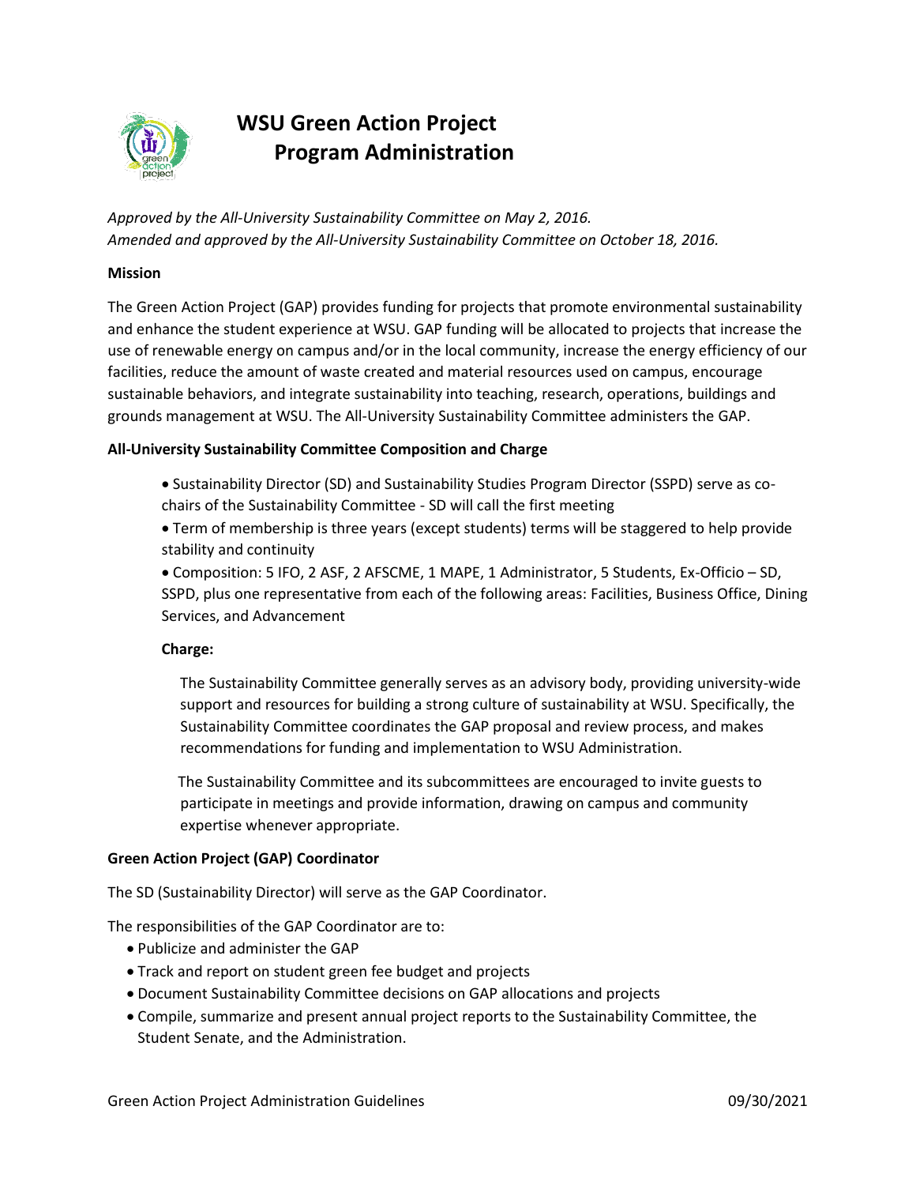# WSU Green Action Project Program Administration

*Approved by the All-University Sustainability Committee on May 2, 2016.*
*Amended and approved by the All-University Sustainability Committee on October 18, 2016.*

**Mission**

The Green Action Project (GAP) provides funding for projects that promote environmental sustainability and enhance the student experience at WSU. GAP funding will be allocated to projects that increase the use of renewable energy on campus and/or in the local community, increase the energy efficiency of our facilities, reduce the amount of waste created and material resources used on campus, encourage sustainable behaviors, and integrate sustainability into teaching, research, operations, buildings and grounds management at WSU. The All-University Sustainability Committee administers the GAP.

**All-University Sustainability Committee Composition and Charge**

- Sustainability Director (SD) and Sustainability Studies Program Director (SSPD) serve as co-chairs of the Sustainability Committee - SD will call the first meeting
- Term of membership is three years (except students) terms will be staggered to help provide stability and continuity
- Composition: 5 IFO, 2 ASF, 2 AFSCME, 1 MAPE, 1 Administrator, 5 Students, Ex-Officio – SD, SSPD, plus one representative from each of the following areas: Facilities, Business Office, Dining Services, and Advancement

**Charge:**

The Sustainability Committee generally serves as an advisory body, providing university-wide support and resources for building a strong culture of sustainability at WSU. Specifically, the Sustainability Committee coordinates the GAP proposal and review process, and makes recommendations for funding and implementation to WSU Administration.

The Sustainability Committee and its subcommittees are encouraged to invite guests to participate in meetings and provide information, drawing on campus and community expertise whenever appropriate.

**Green Action Project (GAP) Coordinator**

The SD (Sustainability Director) will serve as the GAP Coordinator.

The responsibilities of the GAP Coordinator are to:

- Publicize and administer the GAP
- Track and report on student green fee budget and projects
- Document Sustainability Committee decisions on GAP allocations and projects
- Compile, summarize and present annual project reports to the Sustainability Committee, the Student Senate, and the Administration.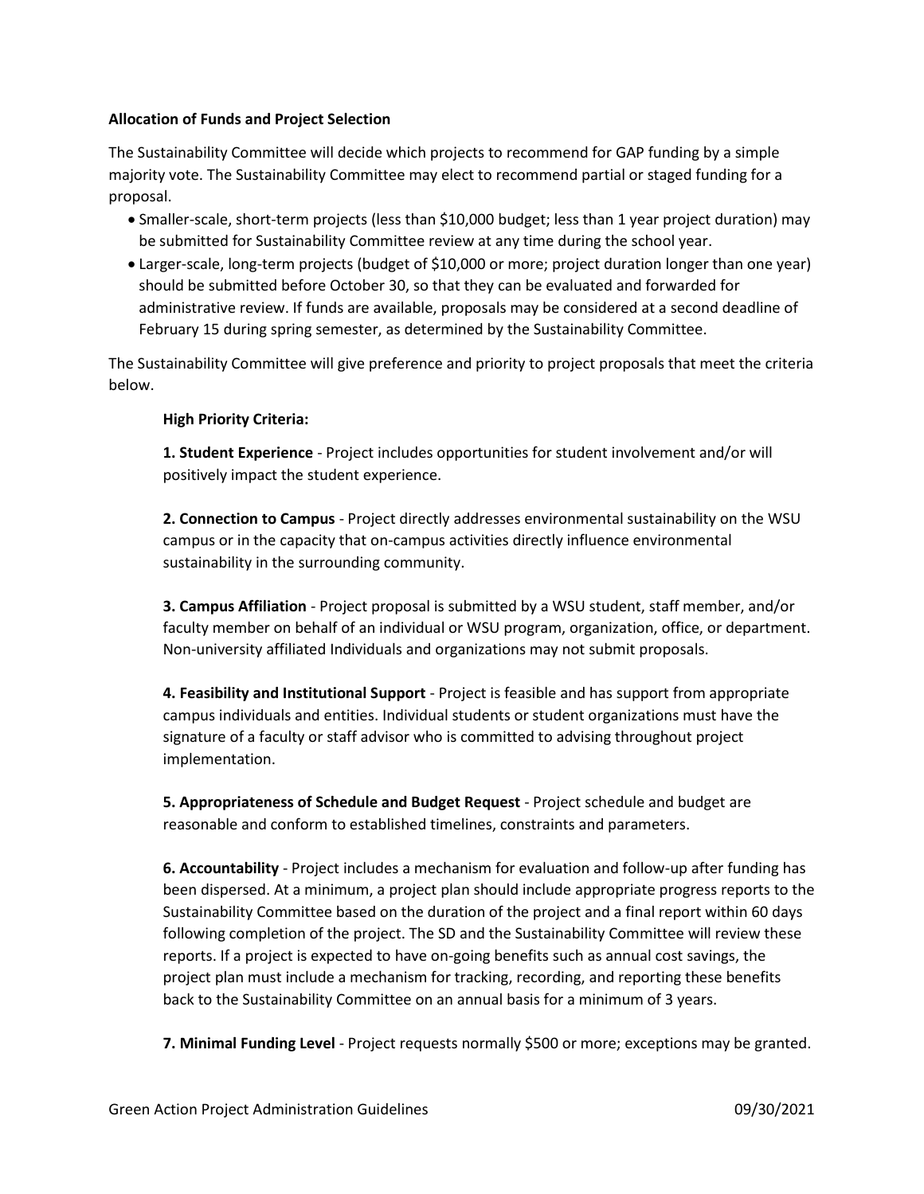**Allocation of Funds and Project Selection**

The Sustainability Committee will decide which projects to recommend for GAP funding by a simple majority vote. The Sustainability Committee may elect to recommend partial or staged funding for a proposal.

- Smaller-scale, short-term projects (less than $10,000 budget; less than 1 year project duration) may be submitted for Sustainability Committee review at any time during the school year.
- Larger-scale, long-term projects (budget of $10,000 or more; project duration longer than one year) should be submitted before October 30, so that they can be evaluated and forwarded for administrative review. If funds are available, proposals may be considered at a second deadline of February 15 during spring semester, as determined by the Sustainability Committee.

The Sustainability Committee will give preference and priority to project proposals that meet the criteria below.

**High Priority Criteria:**

**1. Student Experience** - Project includes opportunities for student involvement and/or will positively impact the student experience.

**2. Connection to Campus** - Project directly addresses environmental sustainability on the WSU campus or in the capacity that on-campus activities directly influence environmental sustainability in the surrounding community.

**3. Campus Affiliation** - Project proposal is submitted by a WSU student, staff member, and/or faculty member on behalf of an individual or WSU program, organization, office, or department. Non-university affiliated Individuals and organizations may not submit proposals.

**4. Feasibility and Institutional Support** - Project is feasible and has support from appropriate campus individuals and entities. Individual students or student organizations must have the signature of a faculty or staff advisor who is committed to advising throughout project implementation.

**5. Appropriateness of Schedule and Budget Request** - Project schedule and budget are reasonable and conform to established timelines, constraints and parameters.

**6. Accountability** - Project includes a mechanism for evaluation and follow-up after funding has been dispersed. At a minimum, a project plan should include appropriate progress reports to the Sustainability Committee based on the duration of the project and a final report within 60 days following completion of the project. The SD and the Sustainability Committee will review these reports. If a project is expected to have on-going benefits such as annual cost savings, the project plan must include a mechanism for tracking, recording, and reporting these benefits back to the Sustainability Committee on an annual basis for a minimum of 3 years.

**7. Minimal Funding Level** - Project requests normally $500 or more; exceptions may be granted.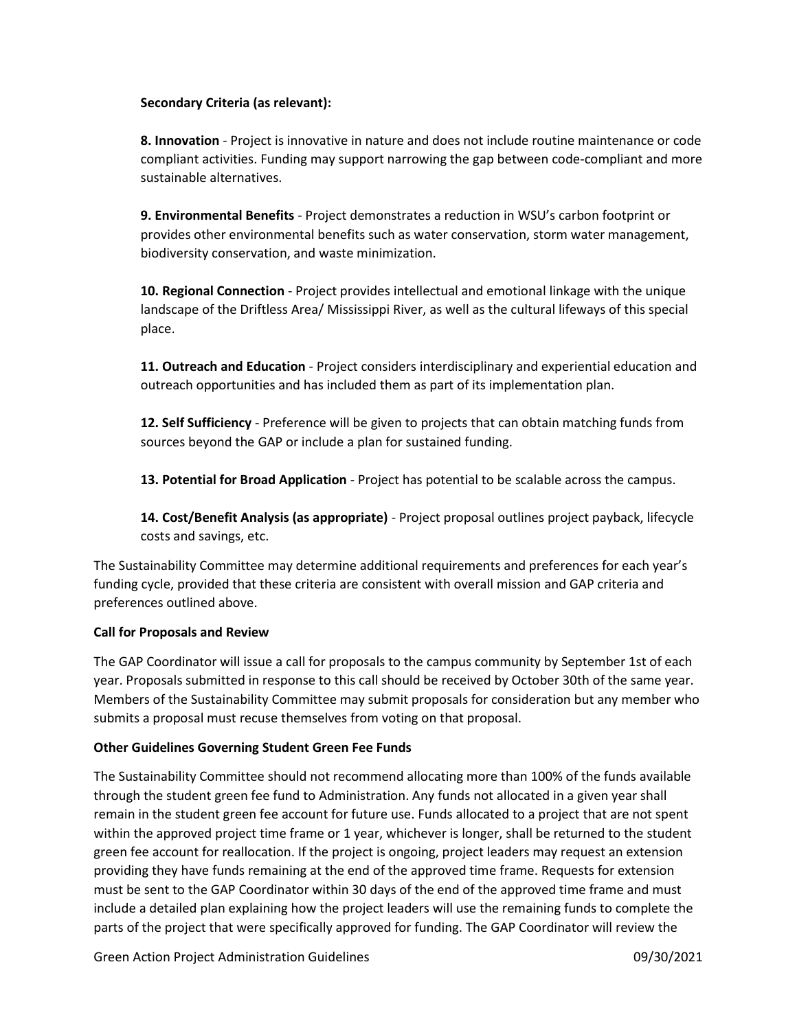**Secondary Criteria (as relevant):**

**8. Innovation** - Project is innovative in nature and does not include routine maintenance or code compliant activities. Funding may support narrowing the gap between code-compliant and more sustainable alternatives.

**9. Environmental Benefits** - Project demonstrates a reduction in WSU's carbon footprint or provides other environmental benefits such as water conservation, storm water management, biodiversity conservation, and waste minimization.

**10. Regional Connection** - Project provides intellectual and emotional linkage with the unique landscape of the Driftless Area/ Mississippi River, as well as the cultural lifeways of this special place.

**11. Outreach and Education** - Project considers interdisciplinary and experiential education and outreach opportunities and has included them as part of its implementation plan.

**12. Self Sufficiency** - Preference will be given to projects that can obtain matching funds from sources beyond the GAP or include a plan for sustained funding.

**13. Potential for Broad Application** - Project has potential to be scalable across the campus.

**14. Cost/Benefit Analysis (as appropriate)** - Project proposal outlines project payback, lifecycle costs and savings, etc.

The Sustainability Committee may determine additional requirements and preferences for each year's funding cycle, provided that these criteria are consistent with overall mission and GAP criteria and preferences outlined above.

**Call for Proposals and Review**

The GAP Coordinator will issue a call for proposals to the campus community by September 1st of each year. Proposals submitted in response to this call should be received by October 30th of the same year. Members of the Sustainability Committee may submit proposals for consideration but any member who submits a proposal must recuse themselves from voting on that proposal.

**Other Guidelines Governing Student Green Fee Funds**

The Sustainability Committee should not recommend allocating more than 100% of the funds available through the student green fee fund to Administration. Any funds not allocated in a given year shall remain in the student green fee account for future use. Funds allocated to a project that are not spent within the approved project time frame or 1 year, whichever is longer, shall be returned to the student green fee account for reallocation. If the project is ongoing, project leaders may request an extension providing they have funds remaining at the end of the approved time frame. Requests for extension must be sent to the GAP Coordinator within 30 days of the end of the approved time frame and must include a detailed plan explaining how the project leaders will use the remaining funds to complete the parts of the project that were specifically approved for funding. The GAP Coordinator will review the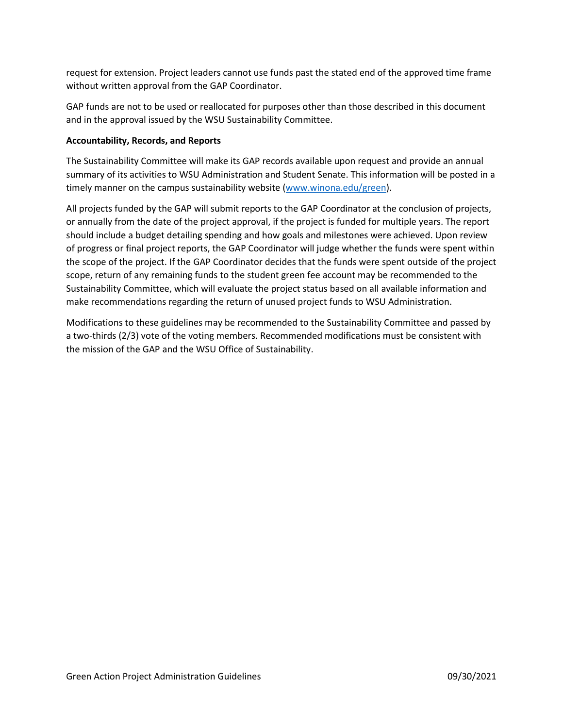request for extension. Project leaders cannot use funds past the stated end of the approved time frame without written approval from the GAP Coordinator.

GAP funds are not to be used or reallocated for purposes other than those described in this document and in the approval issued by the WSU Sustainability Committee.

**Accountability, Records, and Reports**

The Sustainability Committee will make its GAP records available upon request and provide an annual summary of its activities to WSU Administration and Student Senate. This information will be posted in a timely manner on the campus sustainability website ([www.winona.edu/green](www.winona.edu/green)).

All projects funded by the GAP will submit reports to the GAP Coordinator at the conclusion of projects, or annually from the date of the project approval, if the project is funded for multiple years. The report should include a budget detailing spending and how goals and milestones were achieved. Upon review of progress or final project reports, the GAP Coordinator will judge whether the funds were spent within the scope of the project. If the GAP Coordinator decides that the funds were spent outside of the project scope, return of any remaining funds to the student green fee account may be recommended to the Sustainability Committee, which will evaluate the project status based on all available information and make recommendations regarding the return of unused project funds to WSU Administration.

Modifications to these guidelines may be recommended to the Sustainability Committee and passed by a two-thirds (2/3) vote of the voting members. Recommended modifications must be consistent with the mission of the GAP and the WSU Office of Sustainability.